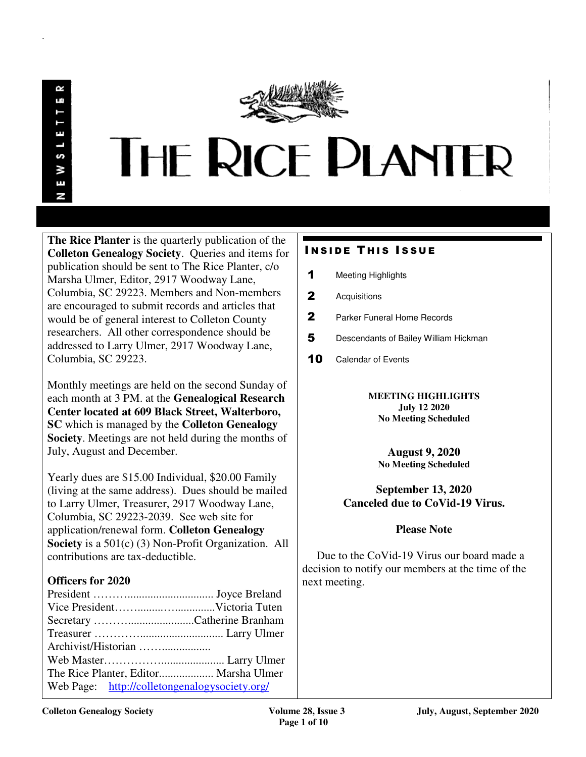# THE RICE PLANTER

NEWSLETTER

**The Rice Planter** is the quarterly publication of the **Colleton Genealogy Society**. Queries and items for publication should be sent to The Rice Planter, c/o Marsha Ulmer, Editor, 2917 Woodway Lane, Columbia, SC 29223. Members and Non-members are encouraged to submit records and articles that would be of general interest to Colleton County researchers. All other correspondence should be addressed to Larry Ulmer, 2917 Woodway Lane, Columbia, SC 29223.

Monthly meetings are held on the second Sunday of each month at 3 PM. at the **Genealogical Research Center located at 609 Black Street, Walterboro, SC** which is managed by the **Colleton Genealogy Society**. Meetings are not held during the months of July, August and December.

Yearly dues are $15.00 Individual, $20.00 Family (living at the same address). Dues should be mailed to Larry Ulmer, Treasurer, 2917 Woodway Lane, Columbia, SC 29223-2039. See web site for application/renewal form. **Colleton Genealogy Society** is a 501(c) (3) Non-Profit Organization. All contributions are tax-deductible.

### Officers for 2020

President ……….............................. Joyce Breland
Vice President……........…..............Victoria Tuten
Secretary ……….......................Catherine Branham
Treasurer …………............................ Larry Ulmer
Archivist/Historian ……..................
Web Master………………...................... Larry Ulmer
The Rice Planter, Editor................... Marsha Ulmer
Web Page: http://colletongenalogysociety.org/

## INSIDE THIS ISSUE

| | |
|---|---|
| 1 | Meeting Highlights |
| 2 | Acquisitions |
| 2 | Parker Funeral Home Records |
| 5 | Descendants of Bailey William Hickman |
| 10 | Calendar of Events |

**MEETING HIGHLIGHTS**
**July 12 2020**
**No Meeting Scheduled**

**August 9, 2020**
**No Meeting Scheduled**

**September 13, 2020**
**Canceled due to CoVid-19 Virus.**

**Please Note**

Due to the CoVid-19 Virus our board made a decision to notify our members at the time of the next meeting.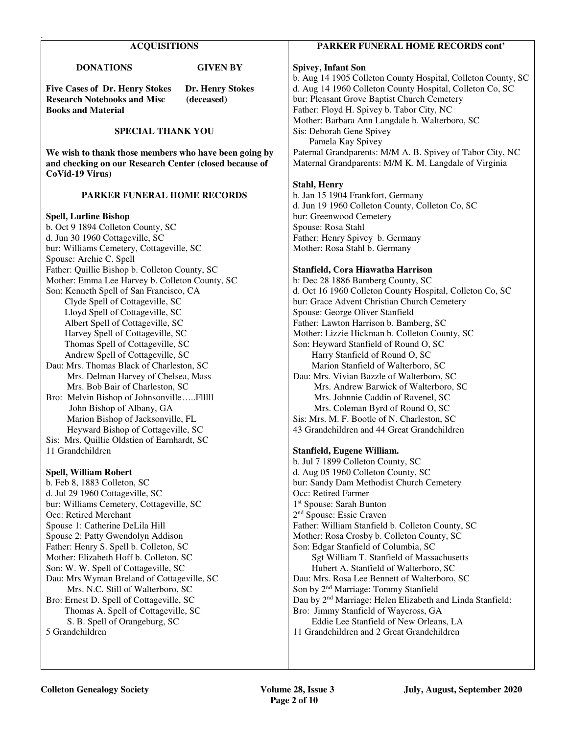## ACQUISITIONS

| DONATIONS | GIVEN BY |
|---|---|
| **Five Cases of Dr. Henry Stokes Research Notebooks and Misc Books and Material** | **Dr. Henry Stokes (deceased)** |

### SPECIAL THANK YOU

**We wish to thank those members who have been going by and checking on our Research Center (closed because of CoVid-19 Virus)**

## PARKER FUNERAL HOME RECORDS

**Spell, Lurline Bishop**
b. Oct 9 1894 Colleton County, SC
d. Jun 30 1960 Cottageville, SC
bur: Williams Cemetery, Cottageville, SC
Spouse: Archie C. Spell
Father: Quillie Bishop b. Colleton County, SC
Mother: Emma Lee Harvey b. Colleton County, SC
Son: Kenneth Spell of San Francisco, CA
Clyde Spell of Cottageville, SC
Lloyd Spell of Cottageville, SC
Albert Spell of Cottageville, SC
Harvey Spell of Cottageville, SC
Thomas Spell of Cottageville, SC
Andrew Spell of Cottageville, SC
Dau: Mrs. Thomas Black of Charleston, SC
Mrs. Delman Harvey of Chelsea, Mass
Mrs. Bob Bair of Charleston, SC
Bro: Melvin Bishop of Johnsonville…..Fllll
John Bishop of Albany, GA
Marion Bishop of Jacksonville, FL
Heyward Bishop of Cottageville, SC
Sis: Mrs. Quillie Oldstien of Earnhardt, SC
11 Grandchildren

**Spell, William Robert**
b. Feb 8, 1883 Colleton, SC
d. Jul 29 1960 Cottageville, SC
bur: Williams Cemetery, Cottageville, SC
Occ: Retired Merchant
Spouse 1: Catherine DeLila Hill
Spouse 2: Patty Gwendolyn Addison
Father: Henry S. Spell b. Colleton, SC
Mother: Elizabeth Hoff b. Colleton, SC
Son: W. W. Spell of Cottageville, SC
Dau: Mrs Wyman Breland of Cottageville, SC
Mrs. N.C. Still of Walterboro, SC
Bro: Ernest D. Spell of Cottageville, SC
Thomas A. Spell of Cottageville, SC
S. B. Spell of Orangeburg, SC
5 Grandchildren

## PARKER FUNERAL HOME RECORDS cont'

**Spivey, Infant Son**
b. Aug 14 1905 Colleton County Hospital, Colleton County, SC
d. Aug 14 1960 Colleton County Hospital, Colleton Co, SC
bur: Pleasant Grove Baptist Church Cemetery
Father: Floyd H. Spivey b. Tabor City, NC
Mother: Barbara Ann Langdale b. Walterboro, SC
Sis: Deborah Gene Spivey
Pamela Kay Spivey
Paternal Grandparents: M/M A. B. Spivey of Tabor City, NC
Maternal Grandparents: M/M K. M. Langdale of Virginia

**Stahl, Henry**
b. Jan 15 1904 Frankfort, Germany
d. Jun 19 1960 Colleton County, Colleton Co, SC
bur: Greenwood Cemetery
Spouse: Rosa Stahl
Father: Henry Spivey b. Germany
Mother: Rosa Stahl b. Germany

**Stanfield, Cora Hiawatha Harrison**
b: Dec 28 1886 Bamberg County, SC
d. Oct 16 1960 Colleton County Hospital, Colleton Co, SC
bur: Grace Advent Christian Church Cemetery
Spouse: George Oliver Stanfield
Father: Lawton Harrison b. Bamberg, SC
Mother: Lizzie Hickman b. Colleton County, SC
Son: Heyward Stanfield of Round O, SC
Harry Stanfield of Round O, SC
Marion Stanfield of Walterboro, SC
Dau: Mrs. Vivian Bazzle of Walterboro, SC
Mrs. Andrew Barwick of Walterboro, SC
Mrs. Johnnie Caddin of Ravenel, SC
Mrs. Coleman Byrd of Round O, SC
Sis: Mrs. M. F. Bootle of N. Charleston, SC
43 Grandchildren and 44 Great Grandchildren

**Stanfield, Eugene William.**
b. Jul 7 1899 Colleton County, SC
d. Aug 05 1960 Colleton County, SC
bur: Sandy Dam Methodist Church Cemetery
Occ: Retired Farmer
1st Spouse: Sarah Bunton
2nd Spouse: Essie Craven
Father: William Stanfield b. Colleton County, SC
Mother: Rosa Crosby b. Colleton County, SC
Son: Edgar Stanfield of Columbia, SC
Sgt William T. Stanfield of Massachusetts
Hubert A. Stanfield of Walterboro, SC
Dau: Mrs. Rosa Lee Bennett of Walterboro, SC
Son by 2nd Marriage: Tommy Stanfield
Dau by 2nd Marriage: Helen Elizabeth and Linda Stanfield:
Bro: Jimmy Stanfield of Waycross, GA
Eddie Lee Stanfield of New Orleans, LA
11 Grandchildren and 2 Great Grandchildren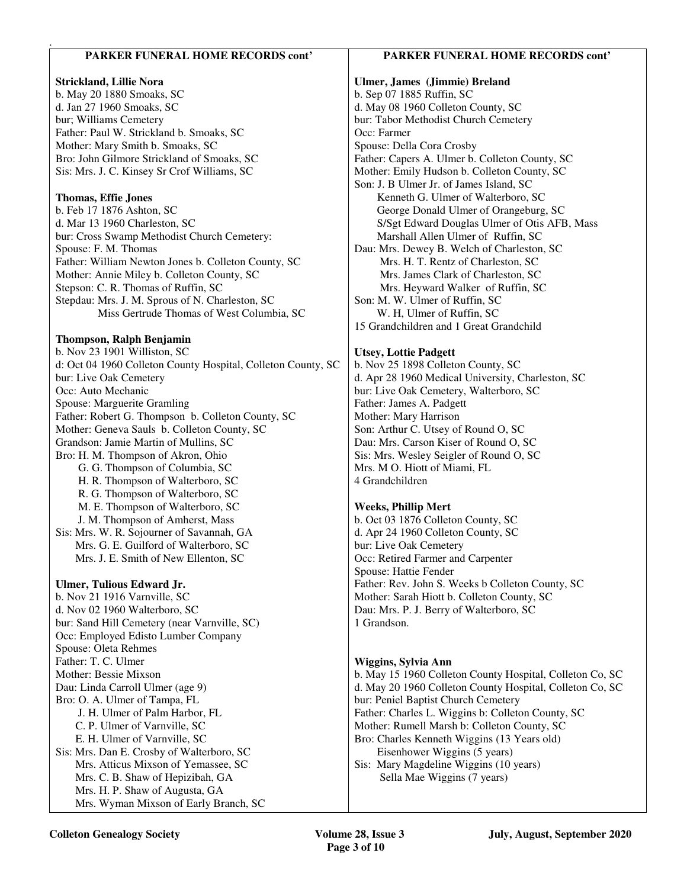## PARKER FUNERAL HOME RECORDS cont'

**Strickland, Lillie Nora**
b. May 20 1880 Smoaks, SC
d. Jan 27 1960 Smoaks, SC
bur; Williams Cemetery
Father: Paul W. Strickland b. Smoaks, SC
Mother: Mary Smith b. Smoaks, SC
Bro: John Gilmore Strickland of Smoaks, SC
Sis: Mrs. J. C. Kinsey Sr Crof Williams, SC

**Thomas, Effie Jones**
b. Feb 17 1876 Ashton, SC
d. Mar 13 1960 Charleston, SC
bur: Cross Swamp Methodist Church Cemetery:
Spouse: F. M. Thomas
Father: William Newton Jones b. Colleton County, SC
Mother: Annie Miley b. Colleton County, SC
Stepson: C. R. Thomas of Ruffin, SC
Stepdau: Mrs. J. M. Sprous of N. Charleston, SC
Miss Gertrude Thomas of West Columbia, SC

**Thompson, Ralph Benjamin**
b. Nov 23 1901 Williston, SC
d: Oct 04 1960 Colleton County Hospital, Colleton County, SC
bur: Live Oak Cemetery
Occ: Auto Mechanic
Spouse: Marguerite Gramling
Father: Robert G. Thompson b. Colleton County, SC
Mother: Geneva Sauls b. Colleton County, SC
Grandson: Jamie Martin of Mullins, SC
Bro: H. M. Thompson of Akron, Ohio
G. G. Thompson of Columbia, SC
H. R. Thompson of Walterboro, SC
R. G. Thompson of Walterboro, SC
M. E. Thompson of Walterboro, SC
J. M. Thompson of Amherst, Mass
Sis: Mrs. W. R. Sojourner of Savannah, GA
Mrs. G. E. Guilford of Walterboro, SC
Mrs. J. E. Smith of New Ellenton, SC

**Ulmer, Tulious Edward Jr.**
b. Nov 21 1916 Varnville, SC
d. Nov 02 1960 Walterboro, SC
bur: Sand Hill Cemetery (near Varnville, SC)
Occ: Employed Edisto Lumber Company
Spouse: Oleta Rehmes
Father: T. C. Ulmer
Mother: Bessie Mixson
Dau: Linda Carroll Ulmer (age 9)
Bro: O. A. Ulmer of Tampa, FL
J. H. Ulmer of Palm Harbor, FL
C. P. Ulmer of Varnville, SC
E. H. Ulmer of Varnville, SC
Sis: Mrs. Dan E. Crosby of Walterboro, SC
Mrs. Atticus Mixson of Yemassee, SC
Mrs. C. B. Shaw of Hepizibah, GA
Mrs. H. P. Shaw of Augusta, GA
Mrs. Wyman Mixson of Early Branch, SC

**Ulmer, James (Jimmie) Breland**
b. Sep 07 1885 Ruffin, SC
d. May 08 1960 Colleton County, SC
bur: Tabor Methodist Church Cemetery
Occ: Farmer
Spouse: Della Cora Crosby
Father: Capers A. Ulmer b. Colleton County, SC
Mother: Emily Hudson b. Colleton County, SC
Son: J. B Ulmer Jr. of James Island, SC
Kenneth G. Ulmer of Walterboro, SC
George Donald Ulmer of Orangeburg, SC
S/Sgt Edward Douglas Ulmer of Otis AFB, Mass
Marshall Allen Ulmer of Ruffin, SC
Dau: Mrs. Dewey B. Welch of Charleston, SC
Mrs. H. T. Rentz of Charleston, SC
Mrs. James Clark of Charleston, SC
Mrs. Heyward Walker of Ruffin, SC
Son: M. W. Ulmer of Ruffin, SC
W. H, Ulmer of Ruffin, SC
15 Grandchildren and 1 Great Grandchild

**Utsey, Lottie Padgett**
b. Nov 25 1898 Colleton County, SC
d. Apr 28 1960 Medical University, Charleston, SC
bur: Live Oak Cemetery, Walterboro, SC
Father: James A. Padgett
Mother: Mary Harrison
Son: Arthur C. Utsey of Round O, SC
Dau: Mrs. Carson Kiser of Round O, SC
Sis: Mrs. Wesley Seigler of Round O, SC
Mrs. M O. Hiott of Miami, FL
4 Grandchildren

**Weeks, Phillip Mert**
b. Oct 03 1876 Colleton County, SC
d. Apr 24 1960 Colleton County, SC
bur: Live Oak Cemetery
Occ: Retired Farmer and Carpenter
Spouse: Hattie Fender
Father: Rev. John S. Weeks b Colleton County, SC
Mother: Sarah Hiott b. Colleton County, SC
Dau: Mrs. P. J. Berry of Walterboro, SC
1 Grandson.

**Wiggins, Sylvia Ann**
b. May 15 1960 Colleton County Hospital, Colleton Co, SC
d. May 20 1960 Colleton County Hospital, Colleton Co, SC
bur: Peniel Baptist Church Cemetery
Father: Charles L. Wiggins b: Colleton County, SC
Mother: Rumell Marsh b: Colleton County, SC
Bro: Charles Kenneth Wiggins (13 Years old)
Eisenhower Wiggins (5 years)
Sis: Mary Magdeline Wiggins (10 years)
Sella Mae Wiggins (7 years)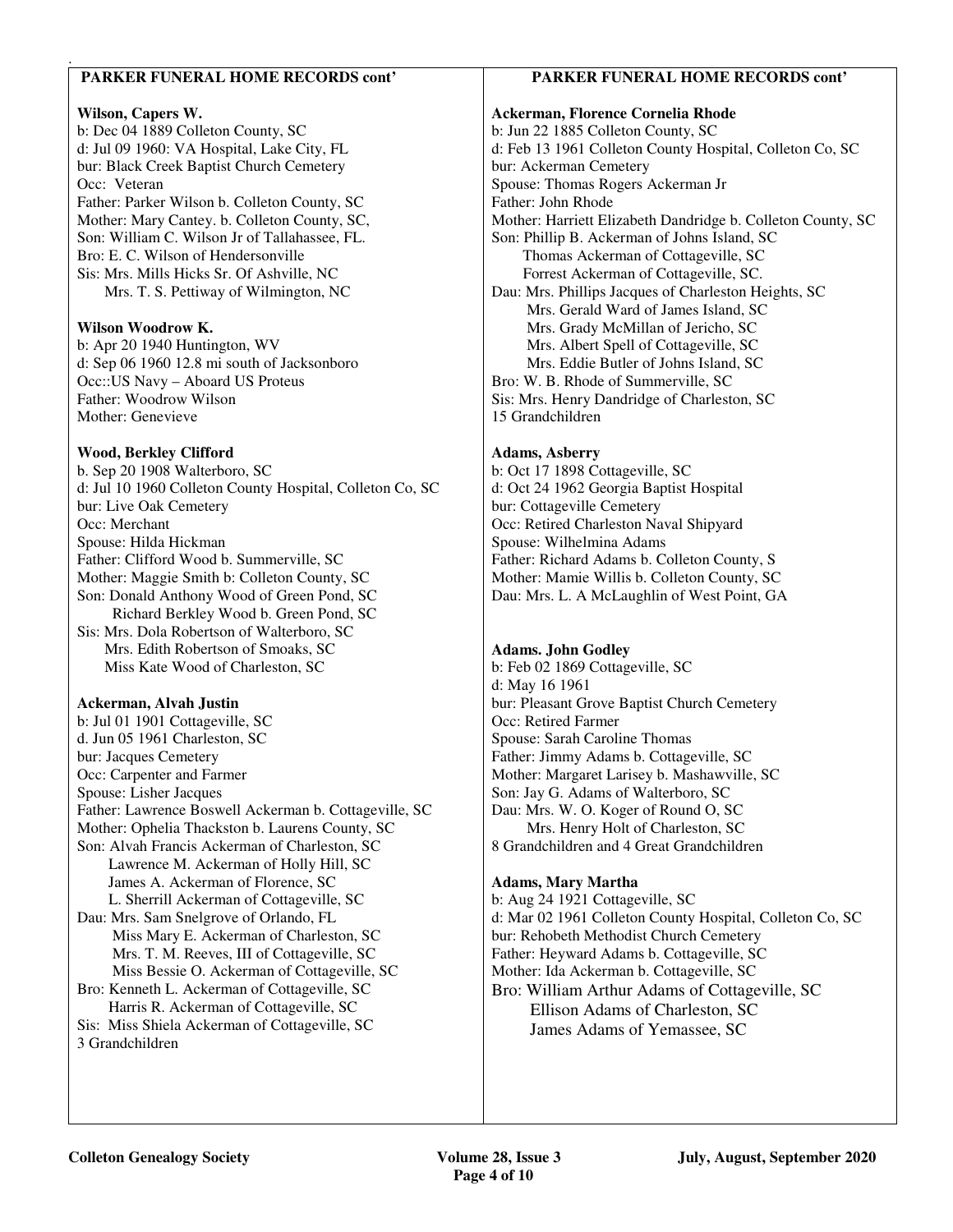## PARKER FUNERAL HOME RECORDS cont'

**Wilson, Capers W.**
b: Dec 04 1889 Colleton County, SC
d: Jul 09 1960: VA Hospital, Lake City, FL
bur: Black Creek Baptist Church Cemetery
Occ: Veteran
Father: Parker Wilson b. Colleton County, SC
Mother: Mary Cantey. b. Colleton County, SC,
Son: William C. Wilson Jr of Tallahassee, FL.
Bro: E. C. Wilson of Hendersonville
Sis: Mrs. Mills Hicks Sr. Of Ashville, NC
Mrs. T. S. Pettiway of Wilmington, NC

**Wilson Woodrow K.**
b: Apr 20 1940 Huntington, WV
d: Sep 06 1960 12.8 mi south of Jacksonboro
Occ::US Navy – Aboard US Proteus
Father: Woodrow Wilson
Mother: Genevieve

**Wood, Berkley Clifford**
b. Sep 20 1908 Walterboro, SC
d: Jul 10 1960 Colleton County Hospital, Colleton Co, SC
bur: Live Oak Cemetery
Occ: Merchant
Spouse: Hilda Hickman
Father: Clifford Wood b. Summerville, SC
Mother: Maggie Smith b: Colleton County, SC
Son: Donald Anthony Wood of Green Pond, SC
Richard Berkley Wood b. Green Pond, SC
Sis: Mrs. Dola Robertson of Walterboro, SC
Mrs. Edith Robertson of Smoaks, SC
Miss Kate Wood of Charleston, SC

**Ackerman, Alvah Justin**
b: Jul 01 1901 Cottageville, SC
d. Jun 05 1961 Charleston, SC
bur: Jacques Cemetery
Occ: Carpenter and Farmer
Spouse: Lisher Jacques
Father: Lawrence Boswell Ackerman b. Cottageville, SC
Mother: Ophelia Thackston b. Laurens County, SC
Son: Alvah Francis Ackerman of Charleston, SC
Lawrence M. Ackerman of Holly Hill, SC
James A. Ackerman of Florence, SC
L. Sherrill Ackerman of Cottageville, SC
Dau: Mrs. Sam Snelgrove of Orlando, FL
Miss Mary E. Ackerman of Charleston, SC
Mrs. T. M. Reeves, III of Cottageville, SC
Miss Bessie O. Ackerman of Cottageville, SC
Bro: Kenneth L. Ackerman of Cottageville, SC
Harris R. Ackerman of Cottageville, SC
Sis: Miss Shiela Ackerman of Cottageville, SC
3 Grandchildren

**Ackerman, Florence Cornelia Rhode**
b: Jun 22 1885 Colleton County, SC
d: Feb 13 1961 Colleton County Hospital, Colleton Co, SC
bur: Ackerman Cemetery
Spouse: Thomas Rogers Ackerman Jr
Father: John Rhode
Mother: Harriett Elizabeth Dandridge b. Colleton County, SC
Son: Phillip B. Ackerman of Johns Island, SC
Thomas Ackerman of Cottageville, SC
Forrest Ackerman of Cottageville, SC.
Dau: Mrs. Phillips Jacques of Charleston Heights, SC
Mrs. Gerald Ward of James Island, SC
Mrs. Grady McMillan of Jericho, SC
Mrs. Albert Spell of Cottageville, SC
Mrs. Eddie Butler of Johns Island, SC
Bro: W. B. Rhode of Summerville, SC
Sis: Mrs. Henry Dandridge of Charleston, SC
15 Grandchildren

**Adams, Asberry**
b: Oct 17 1898 Cottageville, SC
d: Oct 24 1962 Georgia Baptist Hospital
bur: Cottageville Cemetery
Occ: Retired Charleston Naval Shipyard
Spouse: Wilhelmina Adams
Father: Richard Adams b. Colleton County, S
Mother: Mamie Willis b. Colleton County, SC
Dau: Mrs. L. A McLaughlin of West Point, GA

**Adams. John Godley**
b: Feb 02 1869 Cottageville, SC
d: May 16 1961
bur: Pleasant Grove Baptist Church Cemetery
Occ: Retired Farmer
Spouse: Sarah Caroline Thomas
Father: Jimmy Adams b. Cottageville, SC
Mother: Margaret Larisey b. Mashawville, SC
Son: Jay G. Adams of Walterboro, SC
Dau: Mrs. W. O. Koger of Round O, SC
Mrs. Henry Holt of Charleston, SC
8 Grandchildren and 4 Great Grandchildren

**Adams, Mary Martha**
b: Aug 24 1921 Cottageville, SC
d: Mar 02 1961 Colleton County Hospital, Colleton Co, SC
bur: Rehobeth Methodist Church Cemetery
Father: Heyward Adams b. Cottageville, SC
Mother: Ida Ackerman b. Cottageville, SC
Bro: William Arthur Adams of Cottageville, SC
Ellison Adams of Charleston, SC
James Adams of Yemassee, SC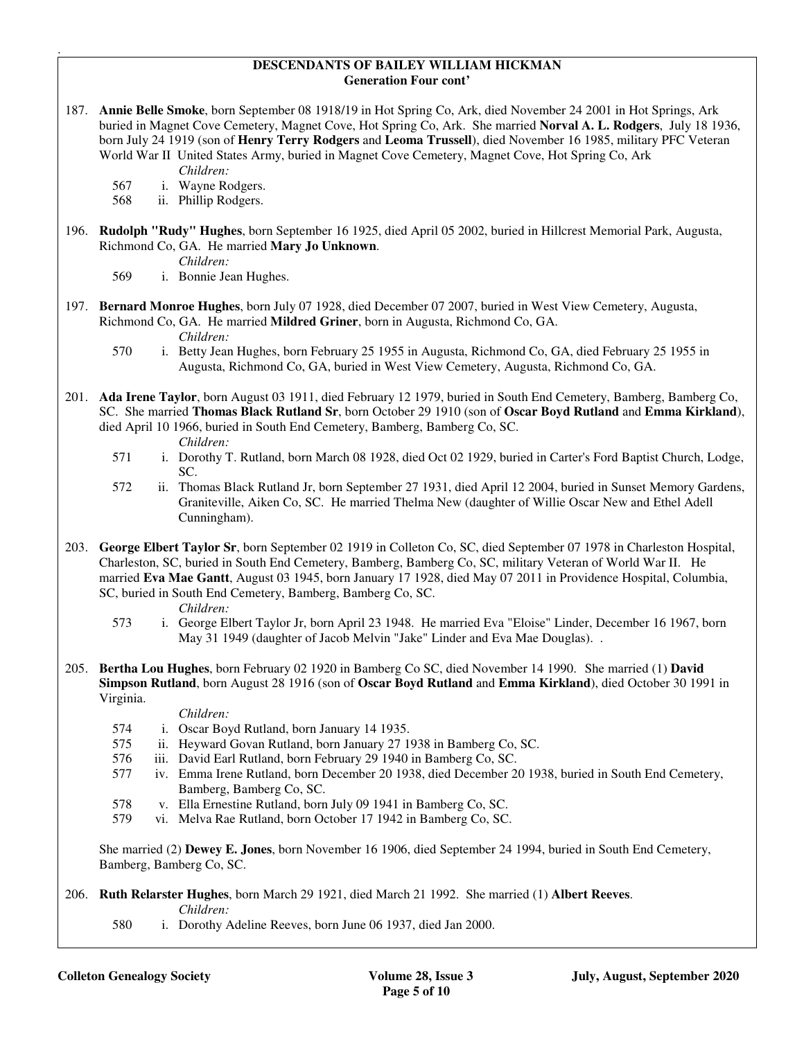## DESCENDANTS OF BAILEY WILLIAM HICKMAN
### Generation Four cont'

187. **Annie Belle Smoke**, born September 08 1918/19 in Hot Spring Co, Ark, died November 24 2001 in Hot Springs, Ark buried in Magnet Cove Cemetery, Magnet Cove, Hot Spring Co, Ark. She married **Norval A. L. Rodgers**, July 18 1936, born July 24 1919 (son of **Henry Terry Rodgers** and **Leoma Trussell**), died November 16 1985, military PFC Veteran World War II United States Army, buried in Magnet Cove Cemetery, Magnet Cove, Hot Spring Co, Ark

    *Children:*

    567 i. Wayne Rodgers.
    568 ii. Phillip Rodgers.

196. **Rudolph "Rudy" Hughes**, born September 16 1925, died April 05 2002, buried in Hillcrest Memorial Park, Augusta, Richmond Co, GA. He married **Mary Jo Unknown**.

    *Children:*

    569 i. Bonnie Jean Hughes.

197. **Bernard Monroe Hughes**, born July 07 1928, died December 07 2007, buried in West View Cemetery, Augusta, Richmond Co, GA. He married **Mildred Griner**, born in Augusta, Richmond Co, GA.

    *Children:*

    570 i. Betty Jean Hughes, born February 25 1955 in Augusta, Richmond Co, GA, died February 25 1955 in Augusta, Richmond Co, GA, buried in West View Cemetery, Augusta, Richmond Co, GA.

201. **Ada Irene Taylor**, born August 03 1911, died February 12 1979, buried in South End Cemetery, Bamberg, Bamberg Co, SC. She married **Thomas Black Rutland Sr**, born October 29 1910 (son of **Oscar Boyd Rutland** and **Emma Kirkland**), died April 10 1966, buried in South End Cemetery, Bamberg, Bamberg Co, SC.

    *Children:*

    571 i. Dorothy T. Rutland, born March 08 1928, died Oct 02 1929, buried in Carter's Ford Baptist Church, Lodge, SC.
    572 ii. Thomas Black Rutland Jr, born September 27 1931, died April 12 2004, buried in Sunset Memory Gardens, Graniteville, Aiken Co, SC. He married Thelma New (daughter of Willie Oscar New and Ethel Adell Cunningham).

203. **George Elbert Taylor Sr**, born September 02 1919 in Colleton Co, SC, died September 07 1978 in Charleston Hospital, Charleston, SC, buried in South End Cemetery, Bamberg, Bamberg Co, SC, military Veteran of World War II. He married **Eva Mae Gantt**, August 03 1945, born January 17 1928, died May 07 2011 in Providence Hospital, Columbia, SC, buried in South End Cemetery, Bamberg, Bamberg Co, SC.

    *Children:*

    573 i. George Elbert Taylor Jr, born April 23 1948. He married Eva "Eloise" Linder, December 16 1967, born May 31 1949 (daughter of Jacob Melvin "Jake" Linder and Eva Mae Douglas). .

205. **Bertha Lou Hughes**, born February 02 1920 in Bamberg Co SC, died November 14 1990. She married (1) **David Simpson Rutland**, born August 28 1916 (son of **Oscar Boyd Rutland** and **Emma Kirkland**), died October 30 1991 in Virginia.

    *Children:*

    574 i. Oscar Boyd Rutland, born January 14 1935.
    575 ii. Heyward Govan Rutland, born January 27 1938 in Bamberg Co, SC.
    576 iii. David Earl Rutland, born February 29 1940 in Bamberg Co, SC.
    577 iv. Emma Irene Rutland, born December 20 1938, died December 20 1938, buried in South End Cemetery, Bamberg, Bamberg Co, SC.
    578 v. Ella Ernestine Rutland, born July 09 1941 in Bamberg Co, SC.
    579 vi. Melva Rae Rutland, born October 17 1942 in Bamberg Co, SC.

    She married (2) **Dewey E. Jones**, born November 16 1906, died September 24 1994, buried in South End Cemetery, Bamberg, Bamberg Co, SC.

206. **Ruth Relarster Hughes**, born March 29 1921, died March 21 1992. She married (1) **Albert Reeves**.

    *Children:*

    580 i. Dorothy Adeline Reeves, born June 06 1937, died Jan 2000.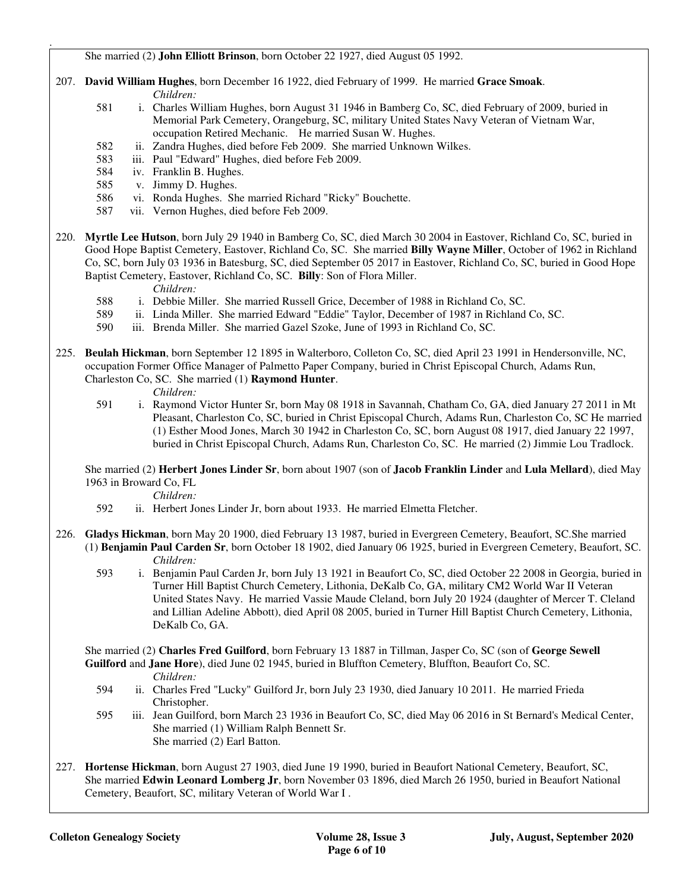She married (2) **John Elliott Brinson**, born October 22 1927, died August 05 1992.

207. **David William Hughes**, born December 16 1922, died February of 1999. He married **Grace Smoak**.

*Children:*

- 581 i. Charles William Hughes, born August 31 1946 in Bamberg Co, SC, died February of 2009, buried in Memorial Park Cemetery, Orangeburg, SC, military United States Navy Veteran of Vietnam War, occupation Retired Mechanic. He married Susan W. Hughes.
- 582 ii. Zandra Hughes, died before Feb 2009. She married Unknown Wilkes.
- 583 iii. Paul "Edward" Hughes, died before Feb 2009.
- 584 iv. Franklin B. Hughes.
- 585 v. Jimmy D. Hughes.
- 586 vi. Ronda Hughes. She married Richard "Ricky" Bouchette.
- 587 vii. Vernon Hughes, died before Feb 2009.

220. **Myrtle Lee Hutson**, born July 29 1940 in Bamberg Co, SC, died March 30 2004 in Eastover, Richland Co, SC, buried in Good Hope Baptist Cemetery, Eastover, Richland Co, SC. She married **Billy Wayne Miller**, October of 1962 in Richland Co, SC, born July 03 1936 in Batesburg, SC, died September 05 2017 in Eastover, Richland Co, SC, buried in Good Hope Baptist Cemetery, Eastover, Richland Co, SC. **Billy**: Son of Flora Miller.

*Children:*

- 588 i. Debbie Miller. She married Russell Grice, December of 1988 in Richland Co, SC.
- 589 ii. Linda Miller. She married Edward "Eddie" Taylor, December of 1987 in Richland Co, SC.
- 590 iii. Brenda Miller. She married Gazel Szoke, June of 1993 in Richland Co, SC.

225. **Beulah Hickman**, born September 12 1895 in Walterboro, Colleton Co, SC, died April 23 1991 in Hendersonville, NC, occupation Former Office Manager of Palmetto Paper Company, buried in Christ Episcopal Church, Adams Run, Charleston Co, SC. She married (1) **Raymond Hunter**.

*Children:*

- 591 i. Raymond Victor Hunter Sr, born May 08 1918 in Savannah, Chatham Co, GA, died January 27 2011 in Mt Pleasant, Charleston Co, SC, buried in Christ Episcopal Church, Adams Run, Charleston Co, SC He married (1) Esther Mood Jones, March 30 1942 in Charleston Co, SC, born August 08 1917, died January 22 1997, buried in Christ Episcopal Church, Adams Run, Charleston Co, SC. He married (2) Jimmie Lou Tradlock.

She married (2) **Herbert Jones Linder Sr**, born about 1907 (son of **Jacob Franklin Linder** and **Lula Mellard**), died May 1963 in Broward Co, FL

*Children:*

- 592 ii. Herbert Jones Linder Jr, born about 1933. He married Elmetta Fletcher.

226. **Gladys Hickman**, born May 20 1900, died February 13 1987, buried in Evergreen Cemetery, Beaufort, SC.She married (1) **Benjamin Paul Carden Sr**, born October 18 1902, died January 06 1925, buried in Evergreen Cemetery, Beaufort, SC.

*Children:*

- 593 i. Benjamin Paul Carden Jr, born July 13 1921 in Beaufort Co, SC, died October 22 2008 in Georgia, buried in Turner Hill Baptist Church Cemetery, Lithonia, DeKalb Co, GA, military CM2 World War II Veteran United States Navy. He married Vassie Maude Cleland, born July 20 1924 (daughter of Mercer T. Cleland and Lillian Adeline Abbott), died April 08 2005, buried in Turner Hill Baptist Church Cemetery, Lithonia, DeKalb Co, GA.

She married (2) **Charles Fred Guilford**, born February 13 1887 in Tillman, Jasper Co, SC (son of **George Sewell Guilford** and **Jane Hore**), died June 02 1945, buried in Bluffton Cemetery, Bluffton, Beaufort Co, SC.

*Children:*

- 594 ii. Charles Fred "Lucky" Guilford Jr, born July 23 1930, died January 10 2011. He married Frieda Christopher.
- 595 iii. Jean Guilford, born March 23 1936 in Beaufort Co, SC, died May 06 2016 in St Bernard's Medical Center, She married (1) William Ralph Bennett Sr.
  She married (2) Earl Batton.

227. **Hortense Hickman**, born August 27 1903, died June 19 1990, buried in Beaufort National Cemetery, Beaufort, SC, She married **Edwin Leonard Lomberg Jr**, born November 03 1896, died March 26 1950, buried in Beaufort National Cemetery, Beaufort, SC, military Veteran of World War I .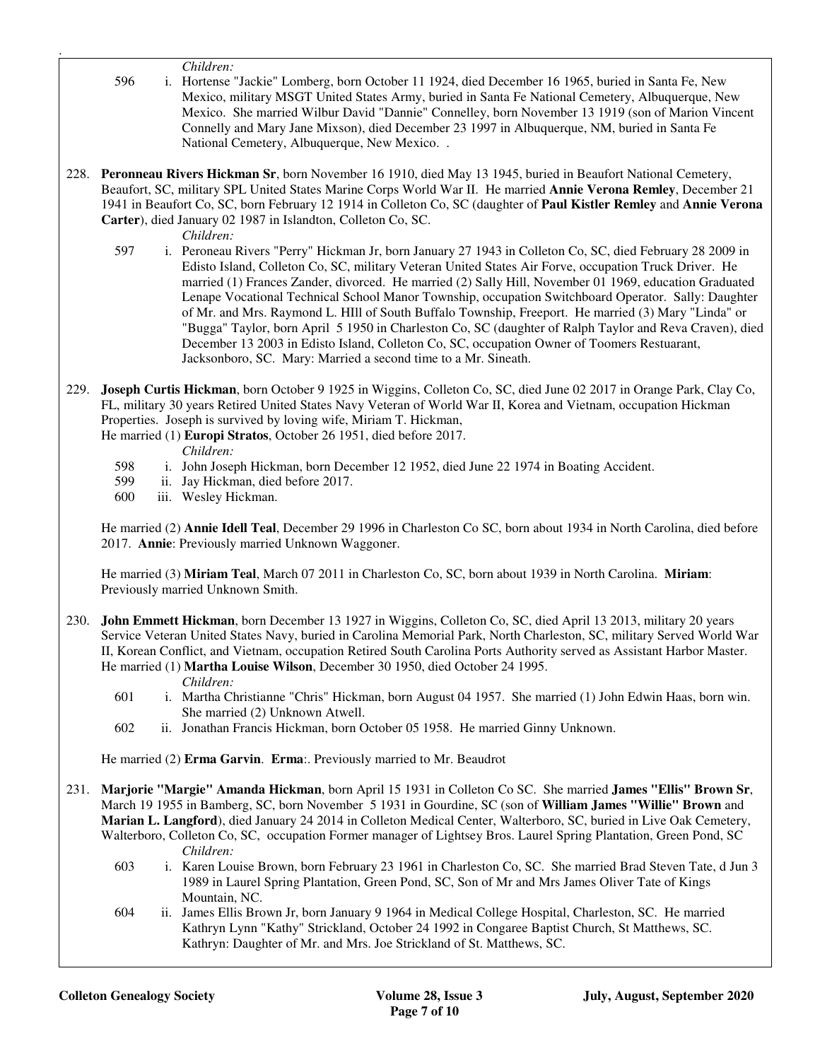*Children:*

596 i. Hortense "Jackie" Lomberg, born October 11 1924, died December 16 1965, buried in Santa Fe, New Mexico, military MSGT United States Army, buried in Santa Fe National Cemetery, Albuquerque, New Mexico. She married Wilbur David "Dannie" Connelley, born November 13 1919 (son of Marion Vincent Connelly and Mary Jane Mixson), died December 23 1997 in Albuquerque, NM, buried in Santa Fe National Cemetery, Albuquerque, New Mexico. .

228. **Peronneau Rivers Hickman Sr**, born November 16 1910, died May 13 1945, buried in Beaufort National Cemetery, Beaufort, SC, military SPL United States Marine Corps World War II. He married **Annie Verona Remley**, December 21 1941 in Beaufort Co, SC, born February 12 1914 in Colleton Co, SC (daughter of **Paul Kistler Remley** and **Annie Verona Carter**), died January 02 1987 in Islandton, Colleton Co, SC.

*Children:*

597 i. Peroneau Rivers "Perry" Hickman Jr, born January 27 1943 in Colleton Co, SC, died February 28 2009 in Edisto Island, Colleton Co, SC, military Veteran United States Air Forve, occupation Truck Driver. He married (1) Frances Zander, divorced. He married (2) Sally Hill, November 01 1969, education Graduated Lenape Vocational Technical School Manor Township, occupation Switchboard Operator. Sally: Daughter of Mr. and Mrs. Raymond L. HIll of South Buffalo Township, Freeport. He married (3) Mary "Linda" or "Bugga" Taylor, born April 5 1950 in Charleston Co, SC (daughter of Ralph Taylor and Reva Craven), died December 13 2003 in Edisto Island, Colleton Co, SC, occupation Owner of Toomers Restuarant, Jacksonboro, SC. Mary: Married a second time to a Mr. Sineath.

229. **Joseph Curtis Hickman**, born October 9 1925 in Wiggins, Colleton Co, SC, died June 02 2017 in Orange Park, Clay Co, FL, military 30 years Retired United States Navy Veteran of World War II, Korea and Vietnam, occupation Hickman Properties. Joseph is survived by loving wife, Miriam T. Hickman,
He married (1) **Europi Stratos**, October 26 1951, died before 2017.

*Children:*

598 i. John Joseph Hickman, born December 12 1952, died June 22 1974 in Boating Accident.
599 ii. Jay Hickman, died before 2017.
600 iii. Wesley Hickman.

He married (2) **Annie Idell Teal**, December 29 1996 in Charleston Co SC, born about 1934 in North Carolina, died before 2017. **Annie**: Previously married Unknown Waggoner.

He married (3) **Miriam Teal**, March 07 2011 in Charleston Co, SC, born about 1939 in North Carolina. **Miriam**: Previously married Unknown Smith.

230. **John Emmett Hickman**, born December 13 1927 in Wiggins, Colleton Co, SC, died April 13 2013, military 20 years Service Veteran United States Navy, buried in Carolina Memorial Park, North Charleston, SC, military Served World War II, Korean Conflict, and Vietnam, occupation Retired South Carolina Ports Authority served as Assistant Harbor Master.
He married (1) **Martha Louise Wilson**, December 30 1950, died October 24 1995.

*Children:*

601 i. Martha Christianne "Chris" Hickman, born August 04 1957. She married (1) John Edwin Haas, born win. She married (2) Unknown Atwell.
602 ii. Jonathan Francis Hickman, born October 05 1958. He married Ginny Unknown.

He married (2) **Erma Garvin**. **Erma**:. Previously married to Mr. Beaudrot

231. **Marjorie "Margie" Amanda Hickman**, born April 15 1931 in Colleton Co SC. She married **James "Ellis" Brown Sr**, March 19 1955 in Bamberg, SC, born November 5 1931 in Gourdine, SC (son of **William James "Willie" Brown** and **Marian L. Langford**), died January 24 2014 in Colleton Medical Center, Walterboro, SC, buried in Live Oak Cemetery, Walterboro, Colleton Co, SC, occupation Former manager of Lightsey Bros. Laurel Spring Plantation, Green Pond, SC

*Children:*

603 i. Karen Louise Brown, born February 23 1961 in Charleston Co, SC. She married Brad Steven Tate, d Jun 3 1989 in Laurel Spring Plantation, Green Pond, SC, Son of Mr and Mrs James Oliver Tate of Kings Mountain, NC.
604 ii. James Ellis Brown Jr, born January 9 1964 in Medical College Hospital, Charleston, SC. He married Kathryn Lynn "Kathy" Strickland, October 24 1992 in Congaree Baptist Church, St Matthews, SC. Kathryn: Daughter of Mr. and Mrs. Joe Strickland of St. Matthews, SC.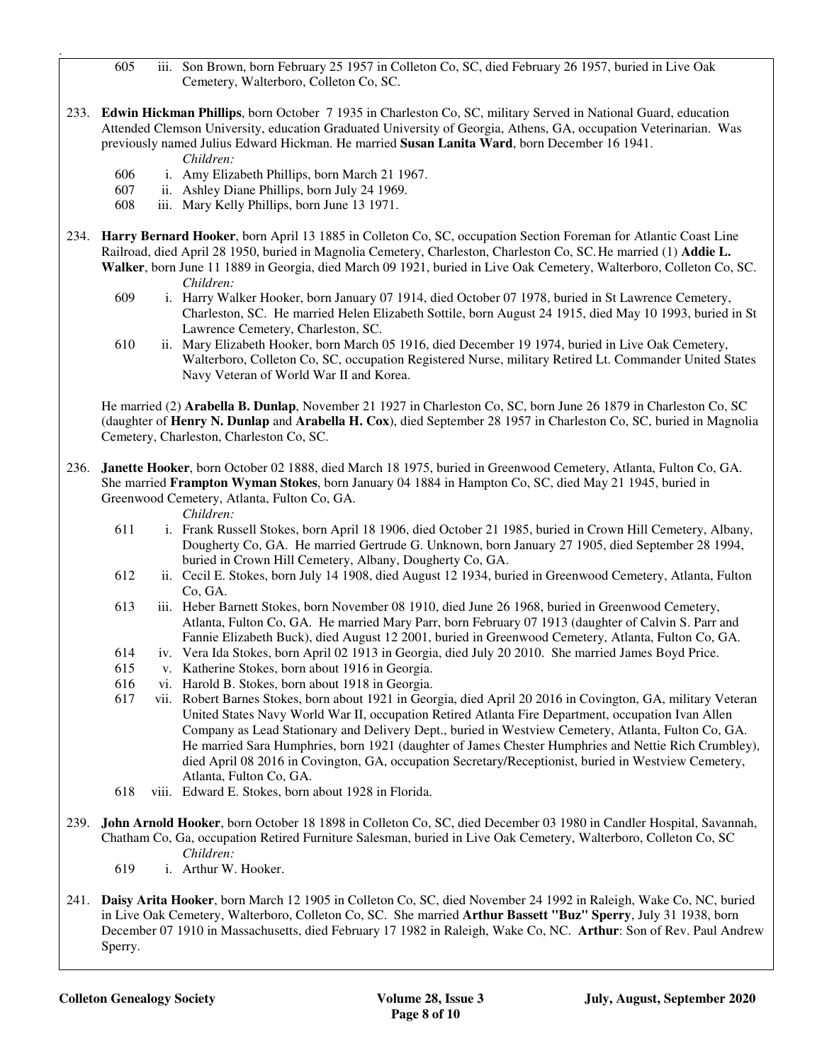605 iii. Son Brown, born February 25 1957 in Colleton Co, SC, died February 26 1957, buried in Live Oak Cemetery, Walterboro, Colleton Co, SC.

233. **Edwin Hickman Phillips**, born October 7 1935 in Charleston Co, SC, military Served in National Guard, education Attended Clemson University, education Graduated University of Georgia, Athens, GA, occupation Veterinarian. Was previously named Julius Edward Hickman. He married **Susan Lanita Ward**, born December 16 1941.

*Children:*

606 i. Amy Elizabeth Phillips, born March 21 1967.

607 ii. Ashley Diane Phillips, born July 24 1969.

608 iii. Mary Kelly Phillips, born June 13 1971.

234. **Harry Bernard Hooker**, born April 13 1885 in Colleton Co, SC, occupation Section Foreman for Atlantic Coast Line Railroad, died April 28 1950, buried in Magnolia Cemetery, Charleston, Charleston Co, SC. He married (1) **Addie L. Walker**, born June 11 1889 in Georgia, died March 09 1921, buried in Live Oak Cemetery, Walterboro, Colleton Co, SC.

*Children:*

609 i. Harry Walker Hooker, born January 07 1914, died October 07 1978, buried in St Lawrence Cemetery, Charleston, SC. He married Helen Elizabeth Sottile, born August 24 1915, died May 10 1993, buried in St Lawrence Cemetery, Charleston, SC.

610 ii. Mary Elizabeth Hooker, born March 05 1916, died December 19 1974, buried in Live Oak Cemetery, Walterboro, Colleton Co, SC, occupation Registered Nurse, military Retired Lt. Commander United States Navy Veteran of World War II and Korea.

He married (2) **Arabella B. Dunlap**, November 21 1927 in Charleston Co, SC, born June 26 1879 in Charleston Co, SC (daughter of **Henry N. Dunlap** and **Arabella H. Cox**), died September 28 1957 in Charleston Co, SC, buried in Magnolia Cemetery, Charleston, Charleston Co, SC.

236. **Janette Hooker**, born October 02 1888, died March 18 1975, buried in Greenwood Cemetery, Atlanta, Fulton Co, GA. She married **Frampton Wyman Stokes**, born January 04 1884 in Hampton Co, SC, died May 21 1945, buried in Greenwood Cemetery, Atlanta, Fulton Co, GA.

*Children:*

611 i. Frank Russell Stokes, born April 18 1906, died October 21 1985, buried in Crown Hill Cemetery, Albany, Dougherty Co, GA. He married Gertrude G. Unknown, born January 27 1905, died September 28 1994, buried in Crown Hill Cemetery, Albany, Dougherty Co, GA.

612 ii. Cecil E. Stokes, born July 14 1908, died August 12 1934, buried in Greenwood Cemetery, Atlanta, Fulton Co, GA.

613 iii. Heber Barnett Stokes, born November 08 1910, died June 26 1968, buried in Greenwood Cemetery, Atlanta, Fulton Co, GA. He married Mary Parr, born February 07 1913 (daughter of Calvin S. Parr and Fannie Elizabeth Buck), died August 12 2001, buried in Greenwood Cemetery, Atlanta, Fulton Co, GA.

614 iv. Vera Ida Stokes, born April 02 1913 in Georgia, died July 20 2010. She married James Boyd Price.

615 v. Katherine Stokes, born about 1916 in Georgia.

616 vi. Harold B. Stokes, born about 1918 in Georgia.

617 vii. Robert Barnes Stokes, born about 1921 in Georgia, died April 20 2016 in Covington, GA, military Veteran United States Navy World War II, occupation Retired Atlanta Fire Department, occupation Ivan Allen Company as Lead Stationary and Delivery Dept., buried in Westview Cemetery, Atlanta, Fulton Co, GA. He married Sara Humphries, born 1921 (daughter of James Chester Humphries and Nettie Rich Crumbley), died April 08 2016 in Covington, GA, occupation Secretary/Receptionist, buried in Westview Cemetery, Atlanta, Fulton Co, GA.

618 viii. Edward E. Stokes, born about 1928 in Florida.

239. **John Arnold Hooker**, born October 18 1898 in Colleton Co, SC, died December 03 1980 in Candler Hospital, Savannah, Chatham Co, Ga, occupation Retired Furniture Salesman, buried in Live Oak Cemetery, Walterboro, Colleton Co, SC

*Children:*

619 i. Arthur W. Hooker.

241. **Daisy Arita Hooker**, born March 12 1905 in Colleton Co, SC, died November 24 1992 in Raleigh, Wake Co, NC, buried in Live Oak Cemetery, Walterboro, Colleton Co, SC. She married **Arthur Bassett "Buz" Sperry**, July 31 1938, born December 07 1910 in Massachusetts, died February 17 1982 in Raleigh, Wake Co, NC. **Arthur**: Son of Rev. Paul Andrew Sperry.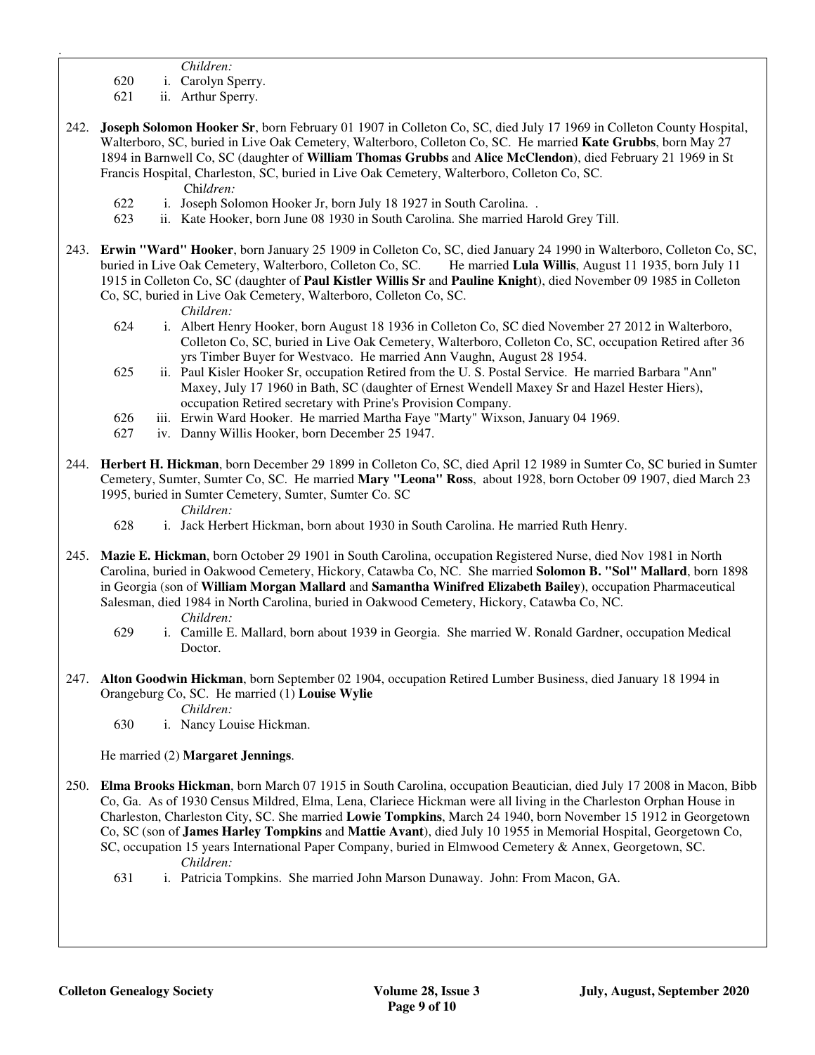*Children:*

620 i. Carolyn Sperry.

621 ii. Arthur Sperry.

242. **Joseph Solomon Hooker Sr**, born February 01 1907 in Colleton Co, SC, died July 17 1969 in Colleton County Hospital, Walterboro, SC, buried in Live Oak Cemetery, Walterboro, Colleton Co, SC. He married **Kate Grubbs**, born May 27 1894 in Barnwell Co, SC (daughter of **William Thomas Grubbs** and **Alice McClendon**), died February 21 1969 in St Francis Hospital, Charleston, SC, buried in Live Oak Cemetery, Walterboro, Colleton Co, SC.

*Children:*

622 i. Joseph Solomon Hooker Jr, born July 18 1927 in South Carolina. .

623 ii. Kate Hooker, born June 08 1930 in South Carolina. She married Harold Grey Till.

243. **Erwin "Ward" Hooker**, born January 25 1909 in Colleton Co, SC, died January 24 1990 in Walterboro, Colleton Co, SC, buried in Live Oak Cemetery, Walterboro, Colleton Co, SC. He married **Lula Willis**, August 11 1935, born July 11 1915 in Colleton Co, SC (daughter of **Paul Kistler Willis Sr** and **Pauline Knight**), died November 09 1985 in Colleton Co, SC, buried in Live Oak Cemetery, Walterboro, Colleton Co, SC.

*Children:*

624 i. Albert Henry Hooker, born August 18 1936 in Colleton Co, SC died November 27 2012 in Walterboro, Colleton Co, SC, buried in Live Oak Cemetery, Walterboro, Colleton Co, SC, occupation Retired after 36 yrs Timber Buyer for Westvaco. He married Ann Vaughn, August 28 1954.

625 ii. Paul Kisler Hooker Sr, occupation Retired from the U. S. Postal Service. He married Barbara "Ann" Maxey, July 17 1960 in Bath, SC (daughter of Ernest Wendell Maxey Sr and Hazel Hester Hiers), occupation Retired secretary with Prine's Provision Company.

626 iii. Erwin Ward Hooker. He married Martha Faye "Marty" Wixson, January 04 1969.

627 iv. Danny Willis Hooker, born December 25 1947.

244. **Herbert H. Hickman**, born December 29 1899 in Colleton Co, SC, died April 12 1989 in Sumter Co, SC buried in Sumter Cemetery, Sumter, Sumter Co, SC. He married **Mary "Leona" Ross**, about 1928, born October 09 1907, died March 23 1995, buried in Sumter Cemetery, Sumter, Sumter Co. SC

*Children:*

628 i. Jack Herbert Hickman, born about 1930 in South Carolina. He married Ruth Henry.

245. **Mazie E. Hickman**, born October 29 1901 in South Carolina, occupation Registered Nurse, died Nov 1981 in North Carolina, buried in Oakwood Cemetery, Hickory, Catawba Co, NC. She married **Solomon B. "Sol" Mallard**, born 1898 in Georgia (son of **William Morgan Mallard** and **Samantha Winifred Elizabeth Bailey**), occupation Pharmaceutical Salesman, died 1984 in North Carolina, buried in Oakwood Cemetery, Hickory, Catawba Co, NC.

*Children:*

629 i. Camille E. Mallard, born about 1939 in Georgia. She married W. Ronald Gardner, occupation Medical Doctor.

247. **Alton Goodwin Hickman**, born September 02 1904, occupation Retired Lumber Business, died January 18 1994 in Orangeburg Co, SC. He married (1) **Louise Wylie**

*Children:*

630 i. Nancy Louise Hickman.

He married (2) **Margaret Jennings**.

250. **Elma Brooks Hickman**, born March 07 1915 in South Carolina, occupation Beautician, died July 17 2008 in Macon, Bibb Co, Ga. As of 1930 Census Mildred, Elma, Lena, Clariece Hickman were all living in the Charleston Orphan House in Charleston, Charleston City, SC. She married **Lowie Tompkins**, March 24 1940, born November 15 1912 in Georgetown Co, SC (son of **James Harley Tompkins** and **Mattie Avant**), died July 10 1955 in Memorial Hospital, Georgetown Co, SC, occupation 15 years International Paper Company, buried in Elmwood Cemetery & Annex, Georgetown, SC.

*Children:*

631 i. Patricia Tompkins. She married John Marson Dunaway. John: From Macon, GA.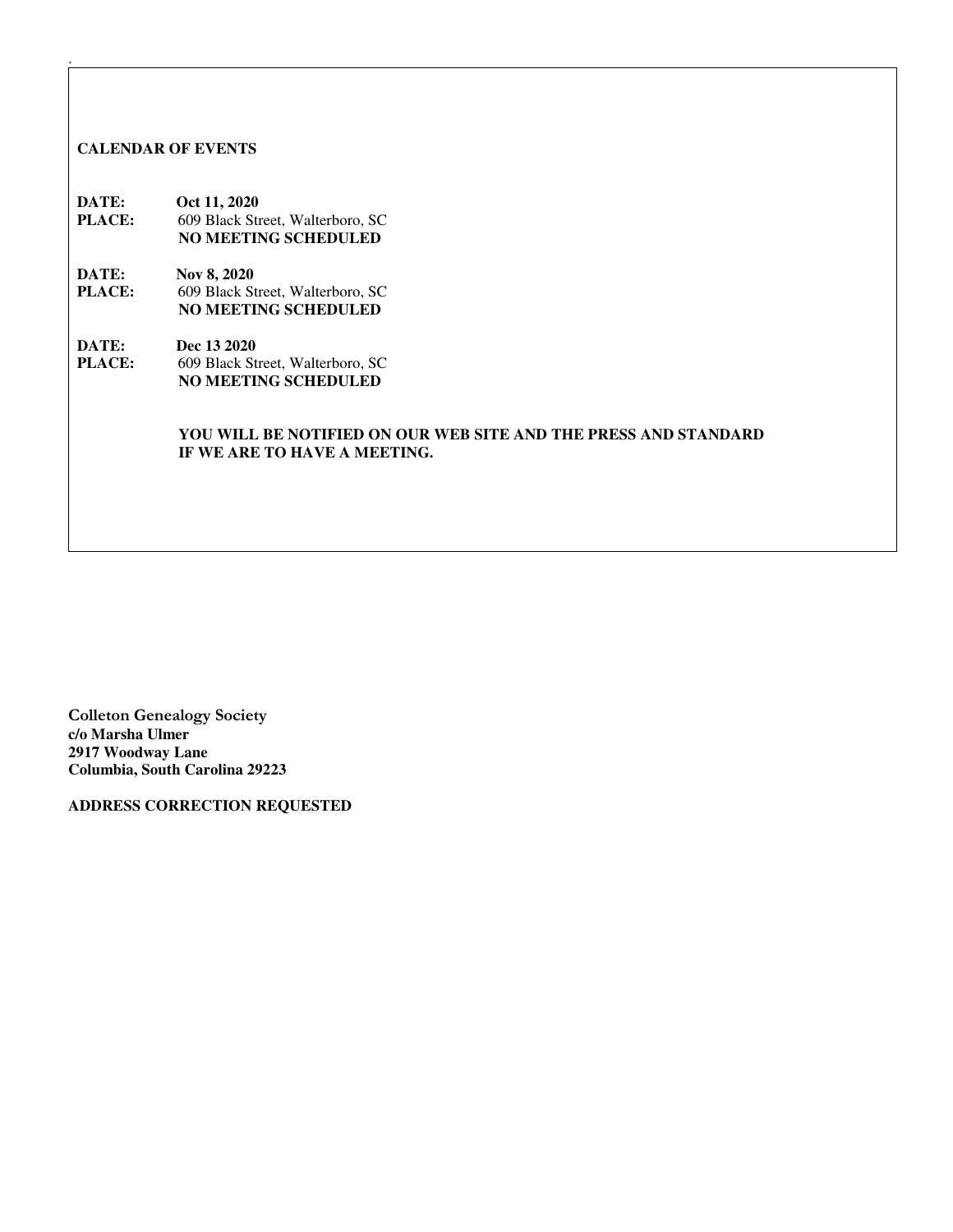**CALENDAR OF EVENTS**

**DATE:** **Oct 11, 2020**
**PLACE:** 609 Black Street, Walterboro, SC
**NO MEETING SCHEDULED**

**DATE:** **Nov 8, 2020**
**PLACE:** 609 Black Street, Walterboro, SC
**NO MEETING SCHEDULED**

**DATE:** **Dec 13 2020**
**PLACE:** 609 Black Street, Walterboro, SC
**NO MEETING SCHEDULED**

**YOU WILL BE NOTIFIED ON OUR WEB SITE AND THE PRESS AND STANDARD IF WE ARE TO HAVE A MEETING.**

**Colleton Genealogy Society**
**c/o Marsha Ulmer**
**2917 Woodway Lane**
**Columbia, South Carolina 29223**

**ADDRESS CORRECTION REQUESTED**